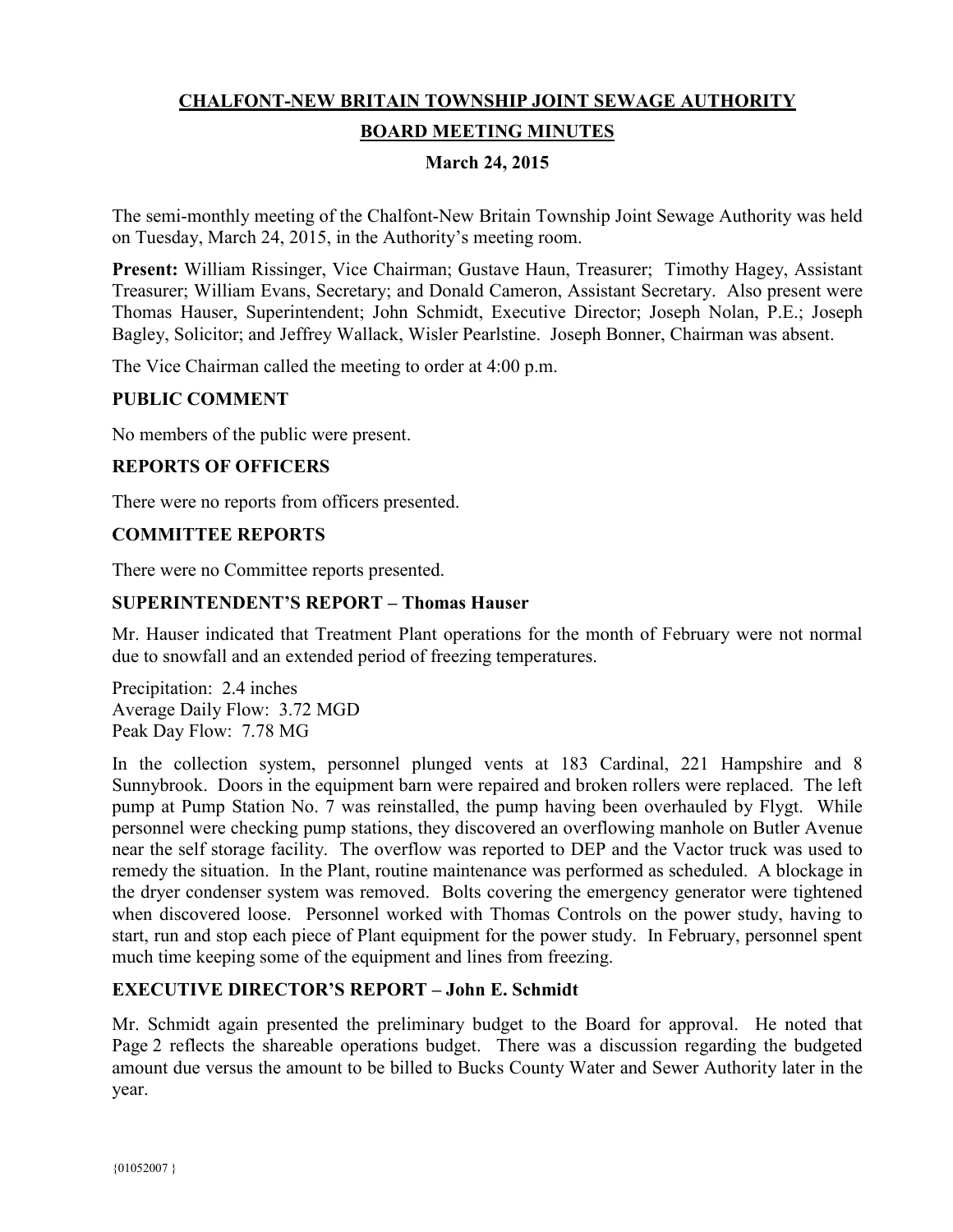# CHALFONT-NEW BRITAIN TOWNSHIP JOINT SEWAGE AUTHORITY

## BOARD MEETING MINUTES

### March 24, 2015

The semi-monthly meeting of the Chalfont-New Britain Township Joint Sewage Authority was held on Tuesday, March 24, 2015, in the Authority's meeting room.

**Present:** William Rissinger, Vice Chairman; Gustave Haun, Treasurer; Timothy Hagey, Assistant Treasurer; William Evans, Secretary; and Donald Cameron, Assistant Secretary. Also present were Thomas Hauser, Superintendent; John Schmidt, Executive Director; Joseph Nolan, P.E.; Joseph Bagley, Solicitor; and Jeffrey Wallack, Wisler Pearlstine. Joseph Bonner, Chairman was absent.

The Vice Chairman called the meeting to order at 4:00 p.m.

**PUBLIC COMMENT**

No members of the public were present.

**REPORTS OF OFFICERS**

There were no reports from officers presented.

**COMMITTEE REPORTS**

There were no Committee reports presented.

**SUPERINTENDENT'S REPORT – Thomas Hauser**

Mr. Hauser indicated that Treatment Plant operations for the month of February were not normal due to snowfall and an extended period of freezing temperatures.

Precipitation: 2.4 inches
Average Daily Flow: 3.72 MGD
Peak Day Flow: 7.78 MG

In the collection system, personnel plunged vents at 183 Cardinal, 221 Hampshire and 8 Sunnybrook. Doors in the equipment barn were repaired and broken rollers were replaced. The left pump at Pump Station No. 7 was reinstalled, the pump having been overhauled by Flygt. While personnel were checking pump stations, they discovered an overflowing manhole on Butler Avenue near the self storage facility. The overflow was reported to DEP and the Vactor truck was used to remedy the situation. In the Plant, routine maintenance was performed as scheduled. A blockage in the dryer condenser system was removed. Bolts covering the emergency generator were tightened when discovered loose. Personnel worked with Thomas Controls on the power study, having to start, run and stop each piece of Plant equipment for the power study. In February, personnel spent much time keeping some of the equipment and lines from freezing.

**EXECUTIVE DIRECTOR'S REPORT – John E. Schmidt**

Mr. Schmidt again presented the preliminary budget to the Board for approval. He noted that Page 2 reflects the shareable operations budget. There was a discussion regarding the budgeted amount due versus the amount to be billed to Bucks County Water and Sewer Authority later in the year.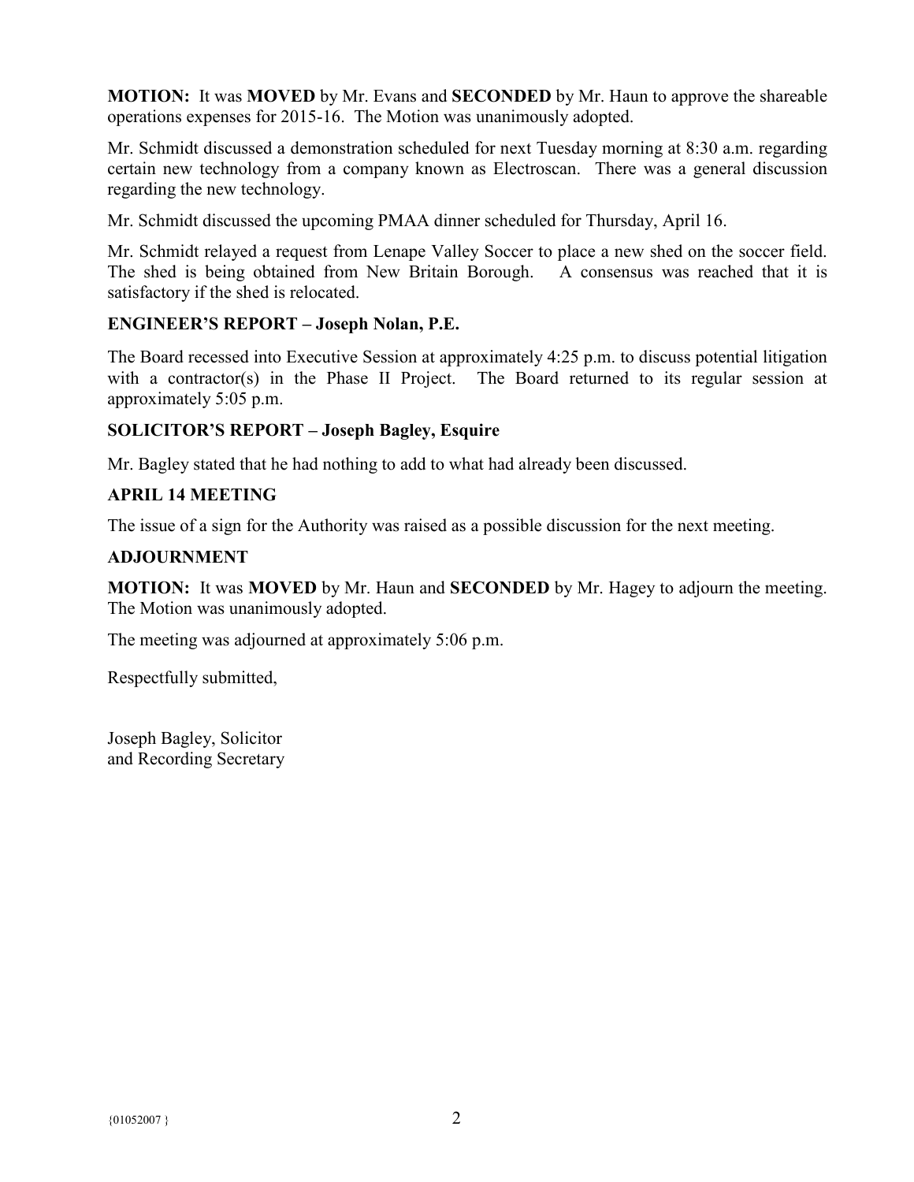**MOTION:** It was **MOVED** by Mr. Evans and **SECONDED** by Mr. Haun to approve the shareable operations expenses for 2015-16. The Motion was unanimously adopted.

Mr. Schmidt discussed a demonstration scheduled for next Tuesday morning at 8:30 a.m. regarding certain new technology from a company known as Electroscan. There was a general discussion regarding the new technology.

Mr. Schmidt discussed the upcoming PMAA dinner scheduled for Thursday, April 16.

Mr. Schmidt relayed a request from Lenape Valley Soccer to place a new shed on the soccer field. The shed is being obtained from New Britain Borough. A consensus was reached that it is satisfactory if the shed is relocated.

**ENGINEER'S REPORT – Joseph Nolan, P.E.**

The Board recessed into Executive Session at approximately 4:25 p.m. to discuss potential litigation with a contractor(s) in the Phase II Project. The Board returned to its regular session at approximately 5:05 p.m.

**SOLICITOR'S REPORT – Joseph Bagley, Esquire**

Mr. Bagley stated that he had nothing to add to what had already been discussed.

**APRIL 14 MEETING**

The issue of a sign for the Authority was raised as a possible discussion for the next meeting.

**ADJOURNMENT**

**MOTION:** It was **MOVED** by Mr. Haun and **SECONDED** by Mr. Hagey to adjourn the meeting. The Motion was unanimously adopted.

The meeting was adjourned at approximately 5:06 p.m.

Respectfully submitted,

Joseph Bagley, Solicitor
and Recording Secretary

{01052007 }